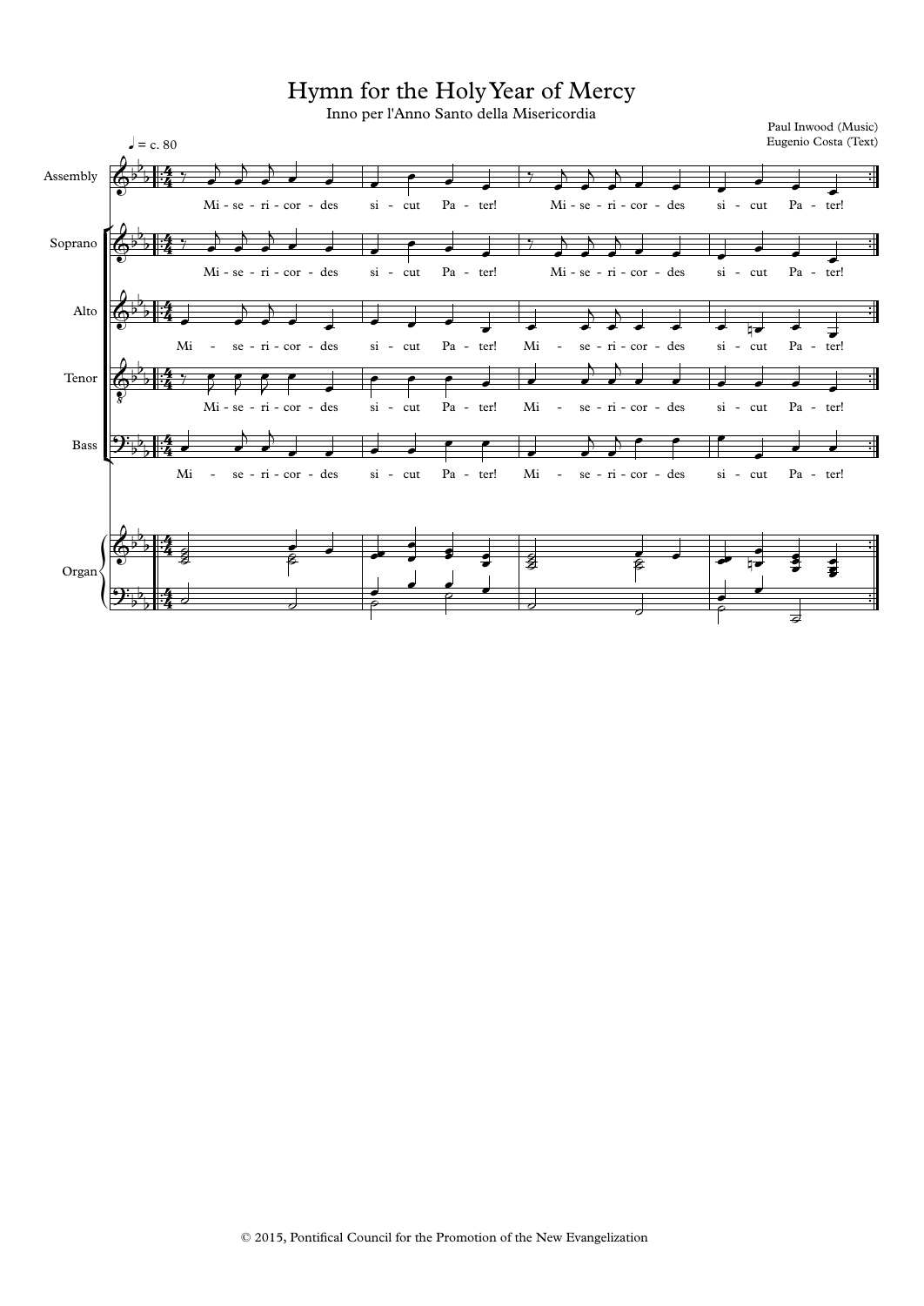# Hymn for the Holy Year of Mercy

Inno per l'Anno Santo della Misericordia

Paul Inwood (Music)
Eugenio Costa (Text)

♩ = c. 80

Assembly / Soprano / Alto / Tenor / Bass:

Mi - se - ri - cor - des si - cut Pa - ter! Mi - se - ri - cor - des si - cut Pa - ter!

Organ

© 2015, Pontifical Council for the Promotion of the New Evangelization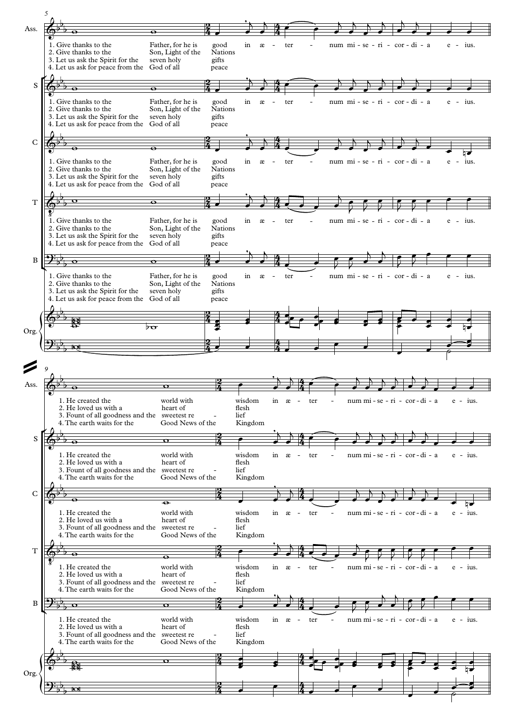5

Ass.

1. Give thanks to the Father, for he is good in æ - ter - num mi - se - ri - cor - di - a e - ius.
2. Give thanks to the Son, Light of the Nations
3. Let us ask the Spirit for the seven holy gifts
4. Let us ask for peace from the God of all peace

S

1. Give thanks to the Father, for he is good in æ - ter - num mi - se - ri - cor - di - a e - ius.
2. Give thanks to the Son, Light of the Nations
3. Let us ask the Spirit for the seven holy gifts
4. Let us ask for peace from the God of all peace

C

1. Give thanks to the Father, for he is good in æ - ter - num mi - se - ri - cor - di - a e - ius.
2. Give thanks to the Son, Light of the Nations
3. Let us ask the Spirit for the seven holy gifts
4. Let us ask for peace from the God of all peace

T

1. Give thanks to the Father, for he is good in æ - ter - num mi - se - ri - cor - di - a e - ius.
2. Give thanks to the Son, Light of the Nations
3. Let us ask the Spirit for the seven holy gifts
4. Let us ask for peace from the God of all peace

B

1. Give thanks to the Father, for he is good in æ - ter - num mi - se - ri - cor - di - a e - ius.
2. Give thanks to the Son, Light of the Nations
3. Let us ask the Spirit for the seven holy gifts
4. Let us ask for peace from the God of all peace

Org.

9

Ass.

1. He created the world with wisdom in æ - ter - num mi - se - ri - cor - di - a e - ius.
2. He loved us with a heart of flesh
3. Fount of all goodness and the sweetest re - lief
4. The earth waits for the Good News of the Kingdom

S

1. He created the world with wisdom in æ - ter - num mi - se - ri - cor - di - a e - ius.
2. He loved us with a heart of flesh
3. Fount of all goodness and the sweetest re - lief
4. The earth waits for the Good News of the Kingdom

C

1. He created the world with wisdom in æ - ter - num mi - se - ri - cor - di - a e - ius.
2. He loved us with a heart of flesh
3. Fount of all goodness and the sweetest re - lief
4. The earth waits for the Good News of the Kingdom

T

1. He created the world with wisdom in æ - ter - num mi - se - ri - cor - di - a e - ius.
2. He loved us with a heart of flesh
3. Fount of all goodness and the sweetest re - lief
4. The earth waits for the Good News of the Kingdom

B

1. He created the world with wisdom in æ - ter - num mi - se - ri - cor - di - a e - ius.
2. He loved us with a heart of flesh
3. Fount of all goodness and the sweetest re - lief
4. The earth waits for the Good News of the Kingdom

Org.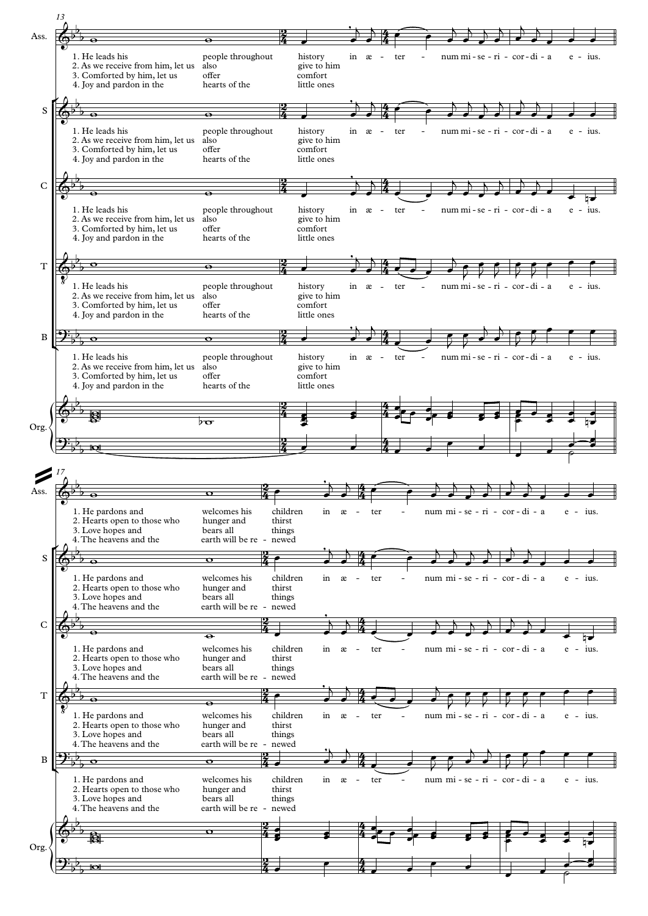13

Ass. / S / C / T / B

1. He leads his people throughout history in æ - ter - num mi - se - ri - cor - di - a e - ius.
2. As we receive from him, let us also give to him
3. Comforted by him, let us offer comfort
4. Joy and pardon in the hearts of the little ones

Org.

17

Ass. / S / C / T / B

1. He pardons and welcomes his children in æ - ter - num mi - se - ri - cor - di - a e - ius.
2. Hearts open to those who hunger and thirst
3. Love hopes and bears all things
4. The heavens and the earth will be re - newed

Org.